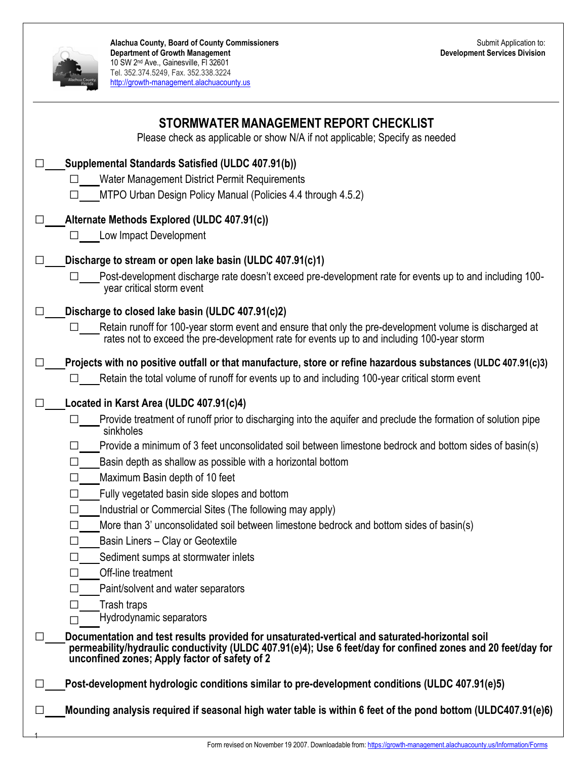**Alachua County, Board of County Commissioners**
**Department of Growth Management**
10 SW 2nd Ave., Gainesville, Fl 32601
Tel. 352.374.5249, Fax. 352.338.3224
http://growth-management.alachuacounty.us

Submit Application to:
**Development Services Division**

# STORMWATER MANAGEMENT REPORT CHECKLIST

Please check as applicable or show N/A if not applicable; Specify as needed

- ☐ ___ **Supplemental Standards Satisfied (ULDC 407.91(b))**
  - ☐ ___ Water Management District Permit Requirements
  - ☐ ___ MTPO Urban Design Policy Manual (Policies 4.4 through 4.5.2)

- ☐ ___ **Alternate Methods Explored (ULDC 407.91(c))**
  - ☐ ___ Low Impact Development

- ☐ ___ **Discharge to stream or open lake basin (ULDC 407.91(c)1)**
  - ☐ ___ Post-development discharge rate doesn't exceed pre-development rate for events up to and including 100-year critical storm event

- ☐ ___ **Discharge to closed lake basin (ULDC 407.91(c)2)**
  - ☐ ___ Retain runoff for 100-year storm event and ensure that only the pre-development volume is discharged at rates not to exceed the pre-development rate for events up to and including 100-year storm

- ☐ ___ **Projects with no positive outfall or that manufacture, store or refine hazardous substances (ULDC 407.91(c)3)**
  - ☐ ___ Retain the total volume of runoff for events up to and including 100-year critical storm event

- ☐ ___ **Located in Karst Area (ULDC 407.91(c)4)**
  - ☐ ___ Provide treatment of runoff prior to discharging into the aquifer and preclude the formation of solution pipe sinkholes
  - ☐ ___ Provide a minimum of 3 feet unconsolidated soil between limestone bedrock and bottom sides of basin(s)
  - ☐ ___ Basin depth as shallow as possible with a horizontal bottom
  - ☐ ___ Maximum Basin depth of 10 feet
  - ☐ ___ Fully vegetated basin side slopes and bottom
  - ☐ ___ Industrial or Commercial Sites (The following may apply)
  - ☐ ___ More than 3' unconsolidated soil between limestone bedrock and bottom sides of basin(s)
  - ☐ ___ Basin Liners – Clay or Geotextile
  - ☐ ___ Sediment sumps at stormwater inlets
  - ☐ ___ Off-line treatment
  - ☐ ___ Paint/solvent and water separators
  - ☐ ___ Trash traps
  - ☐ ___ Hydrodynamic separators

- ☐ ___ **Documentation and test results provided for unsaturated-vertical and saturated-horizontal soil permeability/hydraulic conductivity (ULDC 407.91(e)4); Use 6 feet/day for confined zones and 20 feet/day for unconfined zones; Apply factor of safety of 2**

- ☐ ___ **Post-development hydrologic conditions similar to pre-development conditions (ULDC 407.91(e)5)**

- ☐ ___ **Mounding analysis required if seasonal high water table is within 6 feet of the pond bottom (ULDC407.91(e)6)**

Form revised on November 19 2007. Downloadable from: https://growth-management.alachuacounty.us/Information/Forms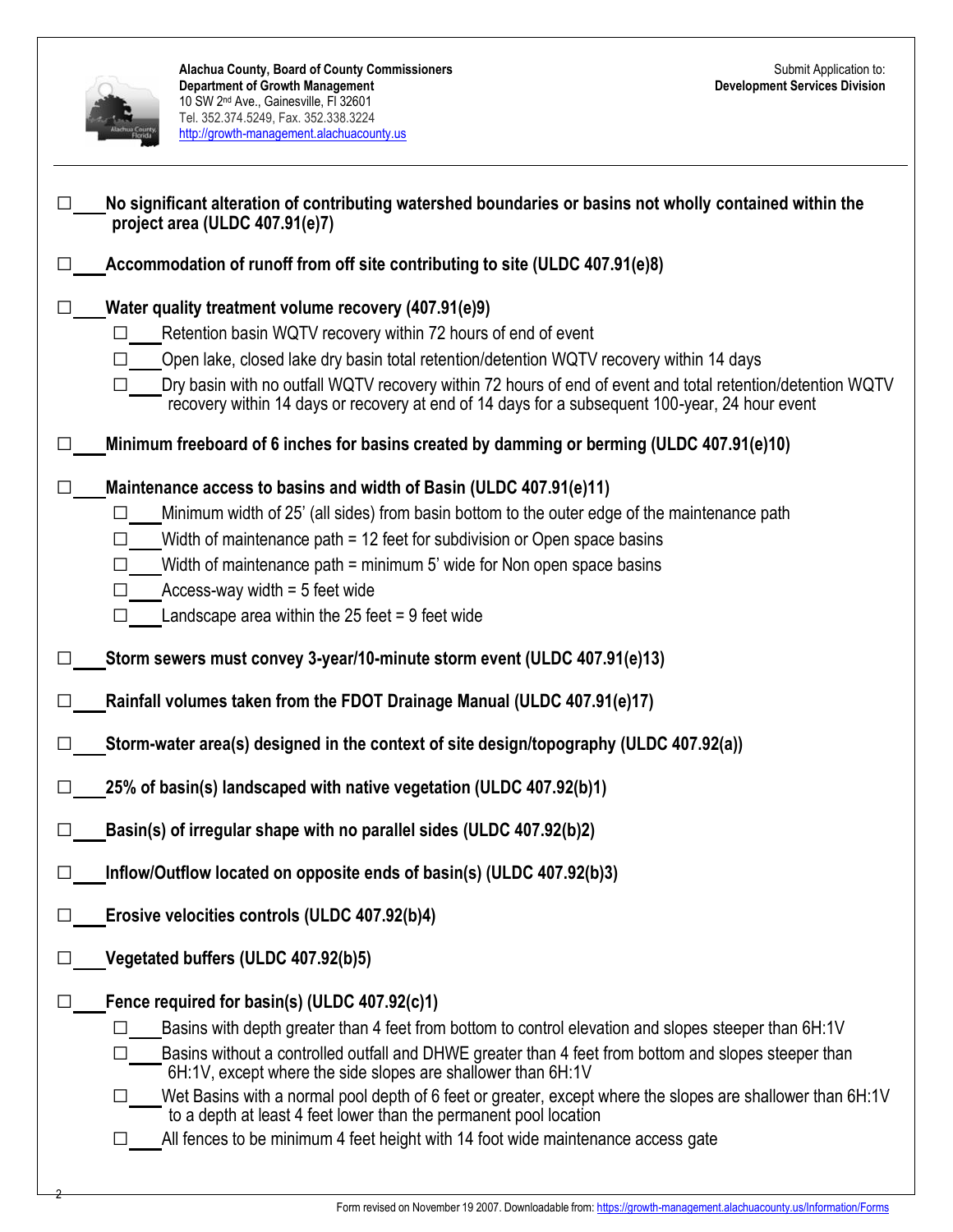Alachua County, Board of County Commissioners
**Department of Growth Management**
10 SW 2nd Ave., Gainesville, Fl 32601
Tel. 352.374.5249, Fax. 352.338.3224
http://growth-management.alachuacounty.us

Submit Application to:
**Development Services Division**

---

- ☐\_\_\_\_ **No significant alteration of contributing watershed boundaries or basins not wholly contained within the project area (ULDC 407.91(e)7)**
- ☐\_\_\_\_ **Accommodation of runoff from off site contributing to site (ULDC 407.91(e)8)**
- ☐\_\_\_\_ **Water quality treatment volume recovery (407.91(e)9)**
  - ☐\_\_\_\_ Retention basin WQTV recovery within 72 hours of end of event
  - ☐\_\_\_\_ Open lake, closed lake dry basin total retention/detention WQTV recovery within 14 days
  - ☐\_\_\_\_ Dry basin with no outfall WQTV recovery within 72 hours of end of event and total retention/detention WQTV recovery within 14 days or recovery at end of 14 days for a subsequent 100-year, 24 hour event
- ☐\_\_\_\_ **Minimum freeboard of 6 inches for basins created by damming or berming (ULDC 407.91(e)10)**
- ☐\_\_\_\_ **Maintenance access to basins and width of Basin (ULDC 407.91(e)11)**
  - ☐\_\_\_\_ Minimum width of 25' (all sides) from basin bottom to the outer edge of the maintenance path
  - ☐\_\_\_\_ Width of maintenance path = 12 feet for subdivision or Open space basins
  - ☐\_\_\_\_ Width of maintenance path = minimum 5' wide for Non open space basins
  - ☐\_\_\_\_ Access-way width = 5 feet wide
  - ☐\_\_\_\_ Landscape area within the 25 feet = 9 feet wide
- ☐\_\_\_\_ **Storm sewers must convey 3-year/10-minute storm event (ULDC 407.91(e)13)**
- ☐\_\_\_\_ **Rainfall volumes taken from the FDOT Drainage Manual (ULDC 407.91(e)17)**
- ☐\_\_\_\_ **Storm-water area(s) designed in the context of site design/topography (ULDC 407.92(a))**
- ☐\_\_\_\_ **25% of basin(s) landscaped with native vegetation (ULDC 407.92(b)1)**
- ☐\_\_\_\_ **Basin(s) of irregular shape with no parallel sides (ULDC 407.92(b)2)**
- ☐\_\_\_\_ **Inflow/Outflow located on opposite ends of basin(s) (ULDC 407.92(b)3)**
- ☐\_\_\_\_ **Erosive velocities controls (ULDC 407.92(b)4)**
- ☐\_\_\_\_ **Vegetated buffers (ULDC 407.92(b)5)**
- ☐\_\_\_\_ **Fence required for basin(s) (ULDC 407.92(c)1)**
  - ☐\_\_\_\_ Basins with depth greater than 4 feet from bottom to control elevation and slopes steeper than 6H:1V
  - ☐\_\_\_\_ Basins without a controlled outfall and DHWE greater than 4 feet from bottom and slopes steeper than 6H:1V, except where the side slopes are shallower than 6H:1V
  - ☐\_\_\_\_ Wet Basins with a normal pool depth of 6 feet or greater, except where the slopes are shallower than 6H:1V to a depth at least 4 feet lower than the permanent pool location
  - ☐\_\_\_\_ All fences to be minimum 4 feet height with 14 foot wide maintenance access gate

Form revised on November 19 2007. Downloadable from: https://growth-management.alachuacounty.us/Information/Forms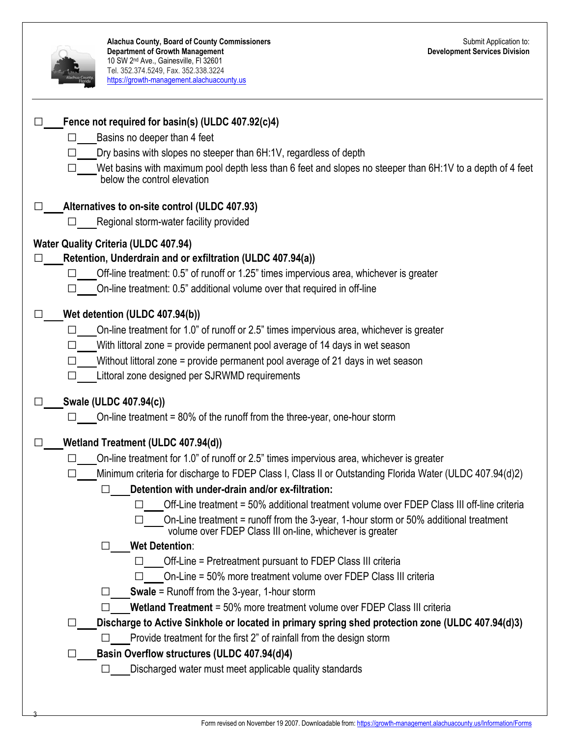- ☐\_\_\_ **Fence not required for basin(s) (ULDC 407.92(c)4)**
  - ☐\_\_\_ Basins no deeper than 4 feet
  - ☐\_\_\_ Dry basins with slopes no steeper than 6H:1V, regardless of depth
  - ☐\_\_\_ Wet basins with maximum pool depth less than 6 feet and slopes no steeper than 6H:1V to a depth of 4 feet below the control elevation

- ☐\_\_\_ **Alternatives to on-site control (ULDC 407.93)**
  - ☐\_\_\_ Regional storm-water facility provided

## Water Quality Criteria (ULDC 407.94)

- ☐\_\_\_ **Retention, Underdrain and or exfiltration (ULDC 407.94(a))**
  - ☐\_\_\_ Off-line treatment: 0.5" of runoff or 1.25" times impervious area, whichever is greater
  - ☐\_\_\_ On-line treatment: 0.5" additional volume over that required in off-line

- ☐\_\_\_ **Wet detention (ULDC 407.94(b))**
  - ☐\_\_\_ On-line treatment for 1.0" of runoff or 2.5" times impervious area, whichever is greater
  - ☐\_\_\_ With littoral zone = provide permanent pool average of 14 days in wet season
  - ☐\_\_\_ Without littoral zone = provide permanent pool average of 21 days in wet season
  - ☐\_\_\_ Littoral zone designed per SJRWMD requirements

- ☐\_\_\_ **Swale (ULDC 407.94(c))**
  - ☐\_\_\_ On-line treatment = 80% of the runoff from the three-year, one-hour storm

- ☐\_\_\_ **Wetland Treatment (ULDC 407.94(d))**
  - ☐\_\_\_ On-line treatment for 1.0" of runoff or 2.5" times impervious area, whichever is greater
  - ☐\_\_\_ Minimum criteria for discharge to FDEP Class I, Class II or Outstanding Florida Water (ULDC 407.94(d)2)
    - ☐\_\_\_ **Detention with under-drain and/or ex-filtration:**
      - ☐\_\_\_ Off-Line treatment = 50% additional treatment volume over FDEP Class III off-line criteria
      - ☐\_\_\_ On-Line treatment = runoff from the 3-year, 1-hour storm or 50% additional treatment volume over FDEP Class III on-line, whichever is greater
    - ☐\_\_\_ **Wet Detention**:
      - ☐\_\_\_ Off-Line = Pretreatment pursuant to FDEP Class III criteria
      - ☐\_\_\_ On-Line = 50% more treatment volume over FDEP Class III criteria
    - ☐\_\_\_ **Swale** = Runoff from the 3-year, 1-hour storm
    - ☐\_\_\_ **Wetland Treatment** = 50% more treatment volume over FDEP Class III criteria
  - ☐\_\_\_ **Discharge to Active Sinkhole or located in primary spring shed protection zone (ULDC 407.94(d)3)**
    - ☐\_\_\_ Provide treatment for the first 2" of rainfall from the design storm
  - ☐\_\_\_ **Basin Overflow structures (ULDC 407.94(d)4)**
    - ☐\_\_\_ Discharged water must meet applicable quality standards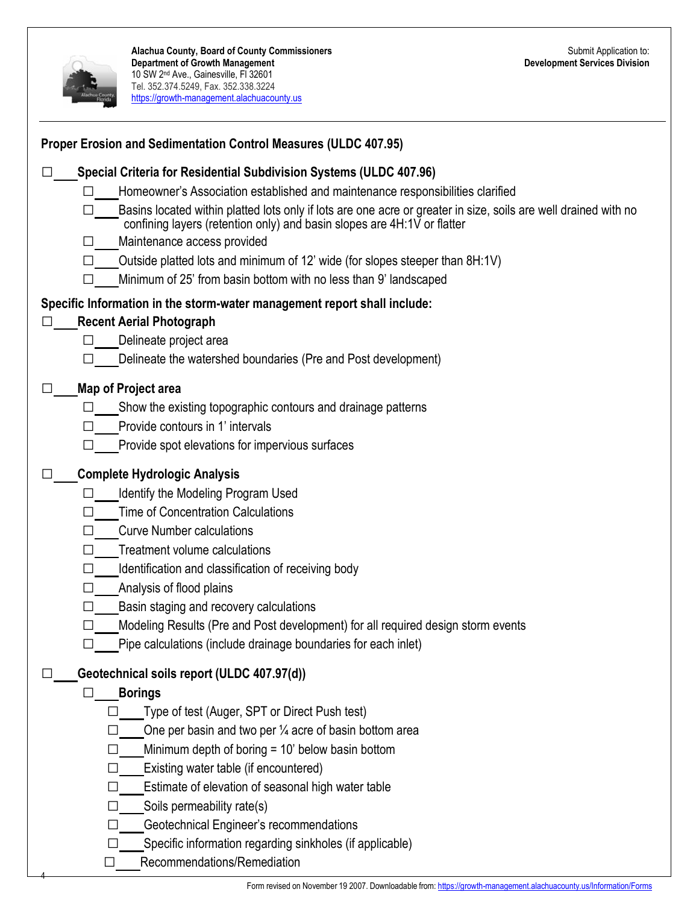Alachua County, Board of County Commissioners
Department of Growth Management
10 SW 2nd Ave., Gainesville, Fl 32601
Tel. 352.374.5249, Fax. 352.338.3224
https://growth-management.alachuacounty.us

Submit Application to:
**Development Services Division**

## Proper Erosion and Sedimentation Control Measures (ULDC 407.95)

- ☐ ___ **Special Criteria for Residential Subdivision Systems (ULDC 407.96)**
  - ☐ ___ Homeowner's Association established and maintenance responsibilities clarified
  - ☐ ___ Basins located within platted lots only if lots are one acre or greater in size, soils are well drained with no confining layers (retention only) and basin slopes are 4H:1V or flatter
  - ☐ ___ Maintenance access provided
  - ☐ ___ Outside platted lots and minimum of 12' wide (for slopes steeper than 8H:1V)
  - ☐ ___ Minimum of 25' from basin bottom with no less than 9' landscaped

## Specific Information in the storm-water management report shall include:

- ☐ ___ **Recent Aerial Photograph**
  - ☐ ___ Delineate project area
  - ☐ ___ Delineate the watershed boundaries (Pre and Post development)

- ☐ ___ **Map of Project area**
  - ☐ ___ Show the existing topographic contours and drainage patterns
  - ☐ ___ Provide contours in 1' intervals
  - ☐ ___ Provide spot elevations for impervious surfaces

- ☐ ___ **Complete Hydrologic Analysis**
  - ☐ ___ Identify the Modeling Program Used
  - ☐ ___ Time of Concentration Calculations
  - ☐ ___ Curve Number calculations
  - ☐ ___ Treatment volume calculations
  - ☐ ___ Identification and classification of receiving body
  - ☐ ___ Analysis of flood plains
  - ☐ ___ Basin staging and recovery calculations
  - ☐ ___ Modeling Results (Pre and Post development) for all required design storm events
  - ☐ ___ Pipe calculations (include drainage boundaries for each inlet)

- ☐ ___ **Geotechnical soils report (ULDC 407.97(d))**
  - ☐ ___ **Borings**
    - ☐ ___ Type of test (Auger, SPT or Direct Push test)
    - ☐ ___ One per basin and two per ¼ acre of basin bottom area
    - ☐ ___ Minimum depth of boring = 10' below basin bottom
    - ☐ ___ Existing water table (if encountered)
    - ☐ ___ Estimate of elevation of seasonal high water table
    - ☐ ___ Soils permeability rate(s)
    - ☐ ___ Geotechnical Engineer's recommendations
    - ☐ ___ Specific information regarding sinkholes (if applicable)
    - ☐ ___ Recommendations/Remediation

Form revised on November 19 2007. Downloadable from: https://growth-management.alachuacounty.us/Information/Forms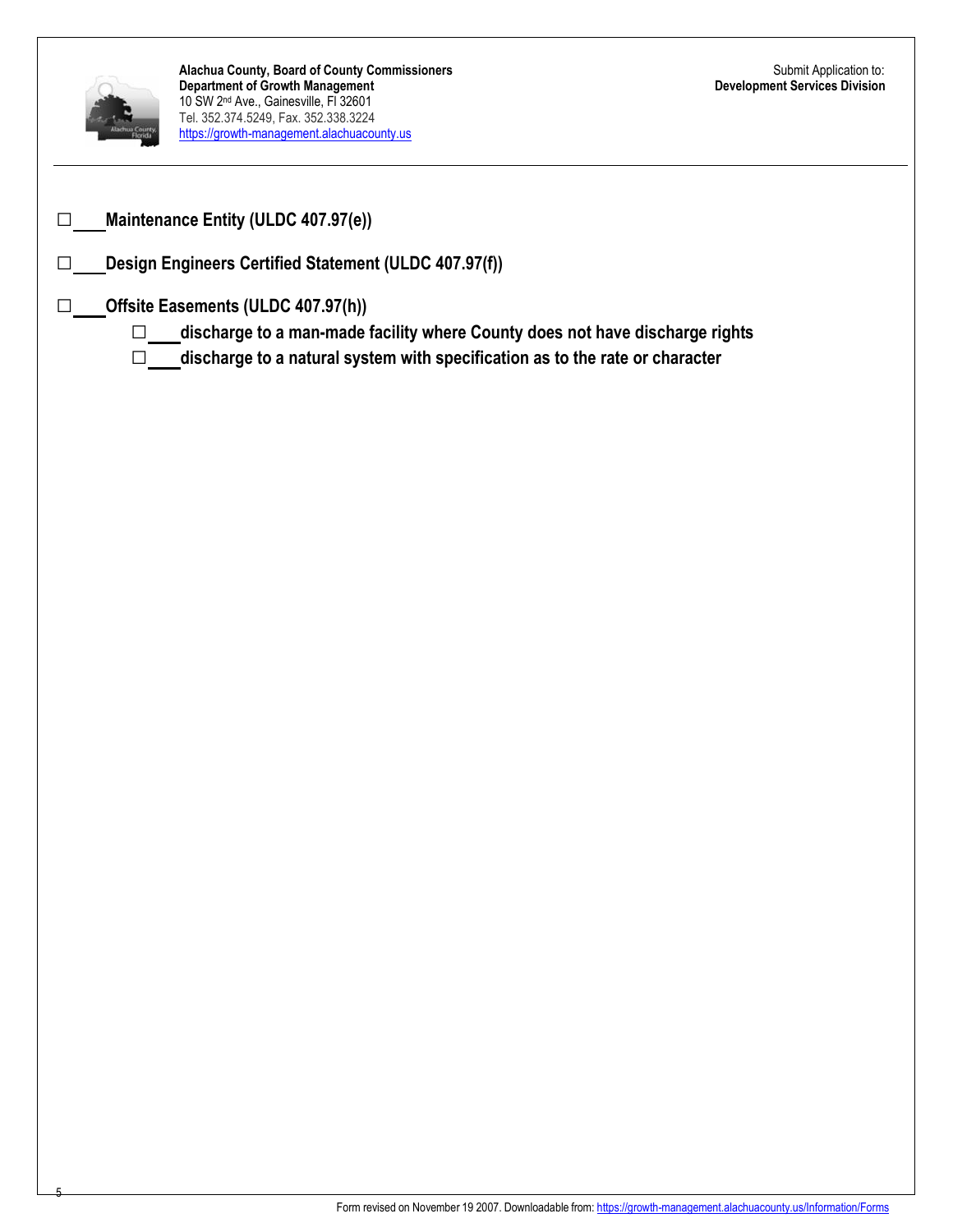**Alachua County, Board of County Commissioners**
**Department of Growth Management**
10 SW 2nd Ave., Gainesville, Fl 32601
Tel. 352.374.5249, Fax. 352.338.3224
https://growth-management.alachuacounty.us

Submit Application to:
**Development Services Division**

☐____**Maintenance Entity (ULDC 407.97(e))**

☐____**Design Engineers Certified Statement (ULDC 407.97(f))**

☐____**Offsite Easements (ULDC 407.97(h))**

- ☐____**discharge to a man-made facility where County does not have discharge rights**
- ☐____**discharge to a natural system with specification as to the rate or character**

Form revised on November 19 2007. Downloadable from: https://growth-management.alachuacounty.us/Information/Forms